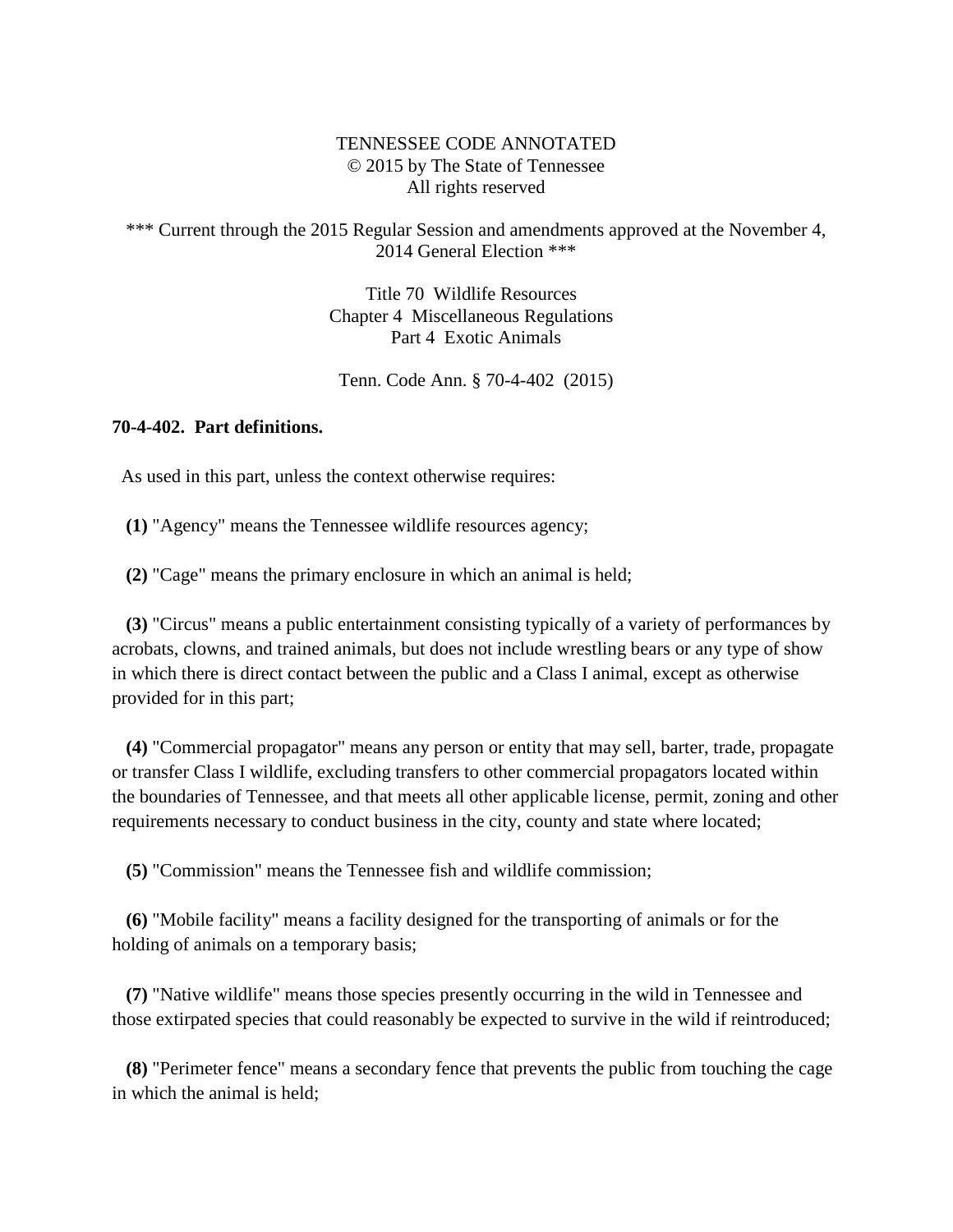TENNESSEE CODE ANNOTATED
© 2015 by The State of Tennessee
All rights reserved

*** Current through the 2015 Regular Session and amendments approved at the November 4, 2014 General Election ***

Title 70 Wildlife Resources
Chapter 4 Miscellaneous Regulations
Part 4 Exotic Animals

Tenn. Code Ann. § 70-4-402 (2015)

**70-4-402. Part definitions.**

As used in this part, unless the context otherwise requires:

**(1)** "Agency" means the Tennessee wildlife resources agency;

**(2)** "Cage" means the primary enclosure in which an animal is held;

**(3)** "Circus" means a public entertainment consisting typically of a variety of performances by acrobats, clowns, and trained animals, but does not include wrestling bears or any type of show in which there is direct contact between the public and a Class I animal, except as otherwise provided for in this part;

**(4)** "Commercial propagator" means any person or entity that may sell, barter, trade, propagate or transfer Class I wildlife, excluding transfers to other commercial propagators located within the boundaries of Tennessee, and that meets all other applicable license, permit, zoning and other requirements necessary to conduct business in the city, county and state where located;

**(5)** "Commission" means the Tennessee fish and wildlife commission;

**(6)** "Mobile facility" means a facility designed for the transporting of animals or for the holding of animals on a temporary basis;

**(7)** "Native wildlife" means those species presently occurring in the wild in Tennessee and those extirpated species that could reasonably be expected to survive in the wild if reintroduced;

**(8)** "Perimeter fence" means a secondary fence that prevents the public from touching the cage in which the animal is held;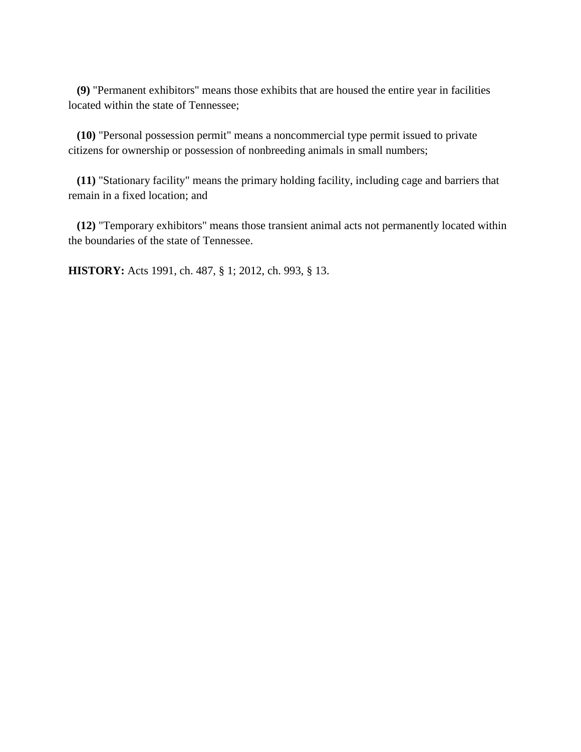**(9)** "Permanent exhibitors" means those exhibits that are housed the entire year in facilities located within the state of Tennessee;

**(10)** "Personal possession permit" means a noncommercial type permit issued to private citizens for ownership or possession of nonbreeding animals in small numbers;

**(11)** "Stationary facility" means the primary holding facility, including cage and barriers that remain in a fixed location; and

**(12)** "Temporary exhibitors" means those transient animal acts not permanently located within the boundaries of the state of Tennessee.

**HISTORY:** Acts 1991, ch. 487, § 1; 2012, ch. 993, § 13.